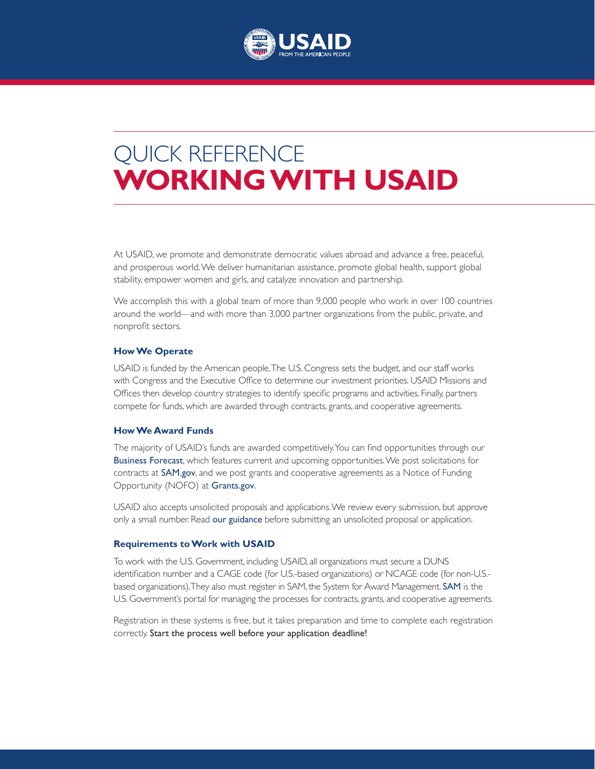# QUICK REFERENCE
# WORKING WITH USAID

At USAID, we promote and demonstrate democratic values abroad and advance a free, peaceful, and prosperous world. We deliver humanitarian assistance, promote global health, support global stability, empower women and girls, and catalyze innovation and partnership.

We accomplish this with a global team of more than 9,000 people who work in over 100 countries around the world—and with more than 3,000 partner organizations from the public, private, and nonprofit sectors.

### How We Operate

USAID is funded by the American people. The U.S. Congress sets the budget, and our staff works with Congress and the Executive Office to determine our investment priorities. USAID Missions and Offices then develop country strategies to identify specific programs and activities. Finally, partners compete for funds, which are awarded through contracts, grants, and cooperative agreements.

### How We Award Funds

The majority of USAID's funds are awarded competitively. You can find opportunities through our Business Forecast, which features current and upcoming opportunities. We post solicitations for contracts at SAM.gov, and we post grants and cooperative agreements as a Notice of Funding Opportunity (NOFO) at Grants.gov.

USAID also accepts unsolicited proposals and applications. We review every submission, but approve only a small number. Read our guidance before submitting an unsolicited proposal or application.

### Requirements to Work with USAID

To work with the U.S. Government, including USAID, all organizations must secure a DUNS identification number and a CAGE code (for U.S.-based organizations) or NCAGE code (for non-U.S.-based organizations). They also must register in SAM, the System for Award Management. SAM is the U.S. Government's portal for managing the processes for contracts, grants, and cooperative agreements.

Registration in these systems is free, but it takes preparation and time to complete each registration correctly. Start the process well before your application deadline!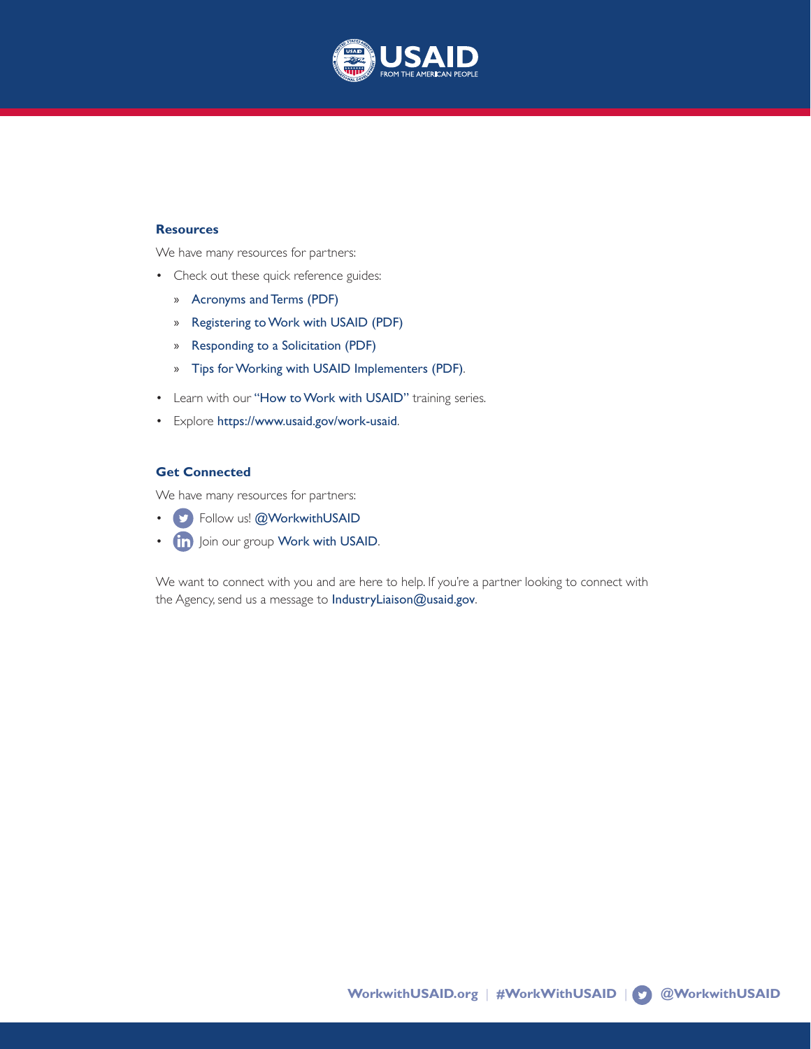## Resources

We have many resources for partners:

- Check out these quick reference guides:
  - » Acronyms and Terms (PDF)
  - » Registering to Work with USAID (PDF)
  - » Responding to a Solicitation (PDF)
  - » Tips for Working with USAID Implementers (PDF).
- Learn with our "How to Work with USAID" training series.
- Explore https://www.usaid.gov/work-usaid.

## Get Connected

We have many resources for partners:

- Follow us! @WorkwithUSAID
- Join our group Work with USAID.

We want to connect with you and are here to help. If you're a partner looking to connect with the Agency, send us a message to IndustryLiaison@usaid.gov.